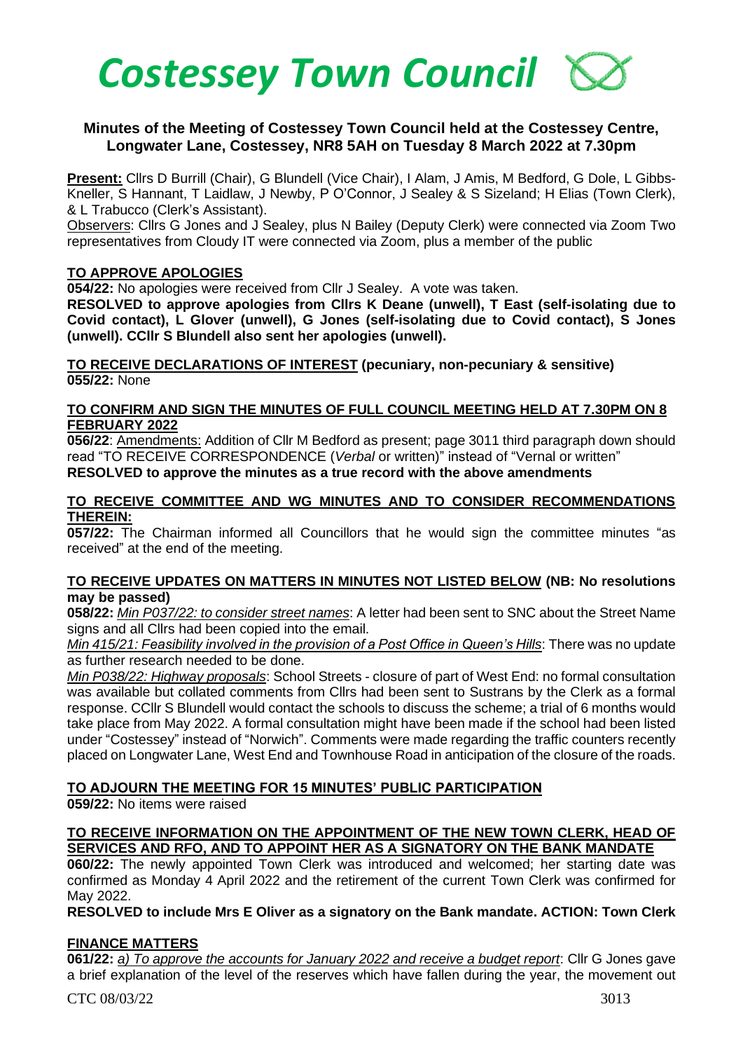# *Costessey Town Council*

## Minutes of the Meeting of Costessey Town Council held at the Costessey Centre, Longwater Lane, Costessey, NR8 5AH on Tuesday 8 March 2022 at 7.30pm

**Present:** Cllrs D Burrill (Chair), G Blundell (Vice Chair), I Alam, J Amis, M Bedford, G Dole, L Gibbs-Kneller, S Hannant, T Laidlaw, J Newby, P O'Connor, J Sealey & S Sizeland; H Elias (Town Clerk), & L Trabucco (Clerk's Assistant).

Observers: Cllrs G Jones and J Sealey, plus N Bailey (Deputy Clerk) were connected via Zoom Two representatives from Cloudy IT were connected via Zoom, plus a member of the public

**TO APPROVE APOLOGIES**

**054/22:** No apologies were received from Cllr J Sealey. A vote was taken.

**RESOLVED to approve apologies from Cllrs K Deane (unwell), T East (self-isolating due to Covid contact), L Glover (unwell), G Jones (self-isolating due to Covid contact), S Jones (unwell). CCllr S Blundell also sent her apologies (unwell).**

**TO RECEIVE DECLARATIONS OF INTEREST (pecuniary, non-pecuniary & sensitive)**

**055/22:** None

**TO CONFIRM AND SIGN THE MINUTES OF FULL COUNCIL MEETING HELD AT 7.30PM ON 8 FEBRUARY 2022**

**056/22**: Amendments: Addition of Cllr M Bedford as present; page 3011 third paragraph down should read "TO RECEIVE CORRESPONDENCE (*Verbal* or written)" instead of "Vernal or written"

**RESOLVED to approve the minutes as a true record with the above amendments**

**TO RECEIVE COMMITTEE AND WG MINUTES AND TO CONSIDER RECOMMENDATIONS THEREIN:**

**057/22:** The Chairman informed all Councillors that he would sign the committee minutes "as received" at the end of the meeting.

**TO RECEIVE UPDATES ON MATTERS IN MINUTES NOT LISTED BELOW (NB: No resolutions may be passed)**

**058/22:** *Min P037/22: to consider street names*: A letter had been sent to SNC about the Street Name signs and all Cllrs had been copied into the email.

*Min 415/21: Feasibility involved in the provision of a Post Office in Queen's Hills*: There was no update as further research needed to be done.

*Min P038/22: Highway proposals*: School Streets - closure of part of West End: no formal consultation was available but collated comments from Cllrs had been sent to Sustrans by the Clerk as a formal response. CCllr S Blundell would contact the schools to discuss the scheme; a trial of 6 months would take place from May 2022. A formal consultation might have been made if the school had been listed under "Costessey" instead of "Norwich". Comments were made regarding the traffic counters recently placed on Longwater Lane, West End and Townhouse Road in anticipation of the closure of the roads.

**TO ADJOURN THE MEETING FOR 15 MINUTES' PUBLIC PARTICIPATION**

**059/22:** No items were raised

**TO RECEIVE INFORMATION ON THE APPOINTMENT OF THE NEW TOWN CLERK, HEAD OF SERVICES AND RFO, AND TO APPOINT HER AS A SIGNATORY ON THE BANK MANDATE**

**060/22:** The newly appointed Town Clerk was introduced and welcomed; her starting date was confirmed as Monday 4 April 2022 and the retirement of the current Town Clerk was confirmed for May 2022.

**RESOLVED to include Mrs E Oliver as a signatory on the Bank mandate. ACTION: Town Clerk**

**FINANCE MATTERS**

**061/22:** *a) To approve the accounts for January 2022 and receive a budget report*: Cllr G Jones gave a brief explanation of the level of the reserves which have fallen during the year, the movement out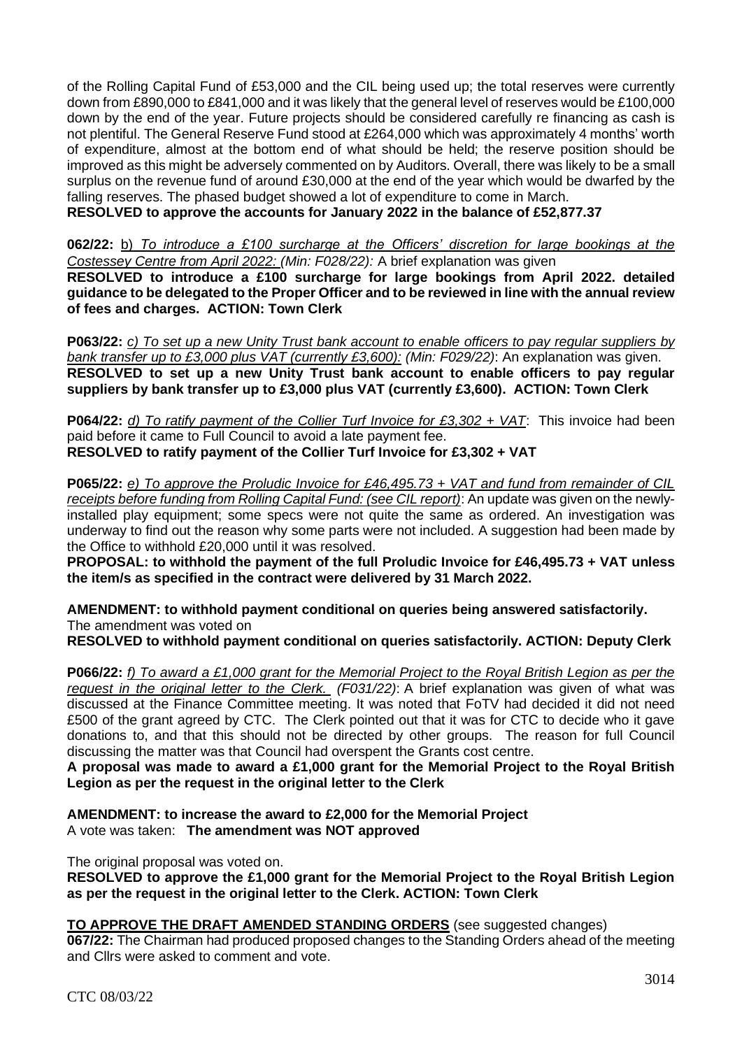of the Rolling Capital Fund of £53,000 and the CIL being used up; the total reserves were currently down from £890,000 to £841,000 and it was likely that the general level of reserves would be £100,000 down by the end of the year. Future projects should be considered carefully re financing as cash is not plentiful. The General Reserve Fund stood at £264,000 which was approximately 4 months' worth of expenditure, almost at the bottom end of what should be held; the reserve position should be improved as this might be adversely commented on by Auditors. Overall, there was likely to be a small surplus on the revenue fund of around £30,000 at the end of the year which would be dwarfed by the falling reserves. The phased budget showed a lot of expenditure to come in March.

**RESOLVED to approve the accounts for January 2022 in the balance of £52,877.37**

**062/22:** b) *To introduce a £100 surcharge at the Officers' discretion for large bookings at the Costessey Centre from April 2022: (Min: F028/22):* A brief explanation was given

**RESOLVED to introduce a £100 surcharge for large bookings from April 2022. detailed guidance to be delegated to the Proper Officer and to be reviewed in line with the annual review of fees and charges. ACTION: Town Clerk**

**P063/22:** *c) To set up a new Unity Trust bank account to enable officers to pay regular suppliers by bank transfer up to £3,000 plus VAT (currently £3,600): (Min: F029/22)*: An explanation was given.

**RESOLVED to set up a new Unity Trust bank account to enable officers to pay regular suppliers by bank transfer up to £3,000 plus VAT (currently £3,600). ACTION: Town Clerk**

**P064/22:** *d) To ratify payment of the Collier Turf Invoice for £3,302 + VAT*: This invoice had been paid before it came to Full Council to avoid a late payment fee.

**RESOLVED to ratify payment of the Collier Turf Invoice for £3,302 + VAT**

**P065/22:** *e) To approve the Proludic Invoice for £46,495.73 + VAT and fund from remainder of CIL receipts before funding from Rolling Capital Fund: (see CIL report)*: An update was given on the newly-installed play equipment; some specs were not quite the same as ordered. An investigation was underway to find out the reason why some parts were not included. A suggestion had been made by the Office to withhold £20,000 until it was resolved.

**PROPOSAL: to withhold the payment of the full Proludic Invoice for £46,495.73 + VAT unless the item/s as specified in the contract were delivered by 31 March 2022.**

**AMENDMENT: to withhold payment conditional on queries being answered satisfactorily.**
The amendment was voted on

**RESOLVED to withhold payment conditional on queries satisfactorily. ACTION: Deputy Clerk**

**P066/22:** *f) To award a £1,000 grant for the Memorial Project to the Royal British Legion as per the request in the original letter to the Clerk. (F031/22)*: A brief explanation was given of what was discussed at the Finance Committee meeting. It was noted that FoTV had decided it did not need £500 of the grant agreed by CTC. The Clerk pointed out that it was for CTC to decide who it gave donations to, and that this should not be directed by other groups. The reason for full Council discussing the matter was that Council had overspent the Grants cost centre.

**A proposal was made to award a £1,000 grant for the Memorial Project to the Royal British Legion as per the request in the original letter to the Clerk**

**AMENDMENT: to increase the award to £2,000 for the Memorial Project**
A vote was taken: **The amendment was NOT approved**

The original proposal was voted on.

**RESOLVED to approve the £1,000 grant for the Memorial Project to the Royal British Legion as per the request in the original letter to the Clerk. ACTION: Town Clerk**

**<u>TO APPROVE THE DRAFT AMENDED STANDING ORDERS</u>** (see suggested changes)

**067/22:** The Chairman had produced proposed changes to the Standing Orders ahead of the meeting and Cllrs were asked to comment and vote.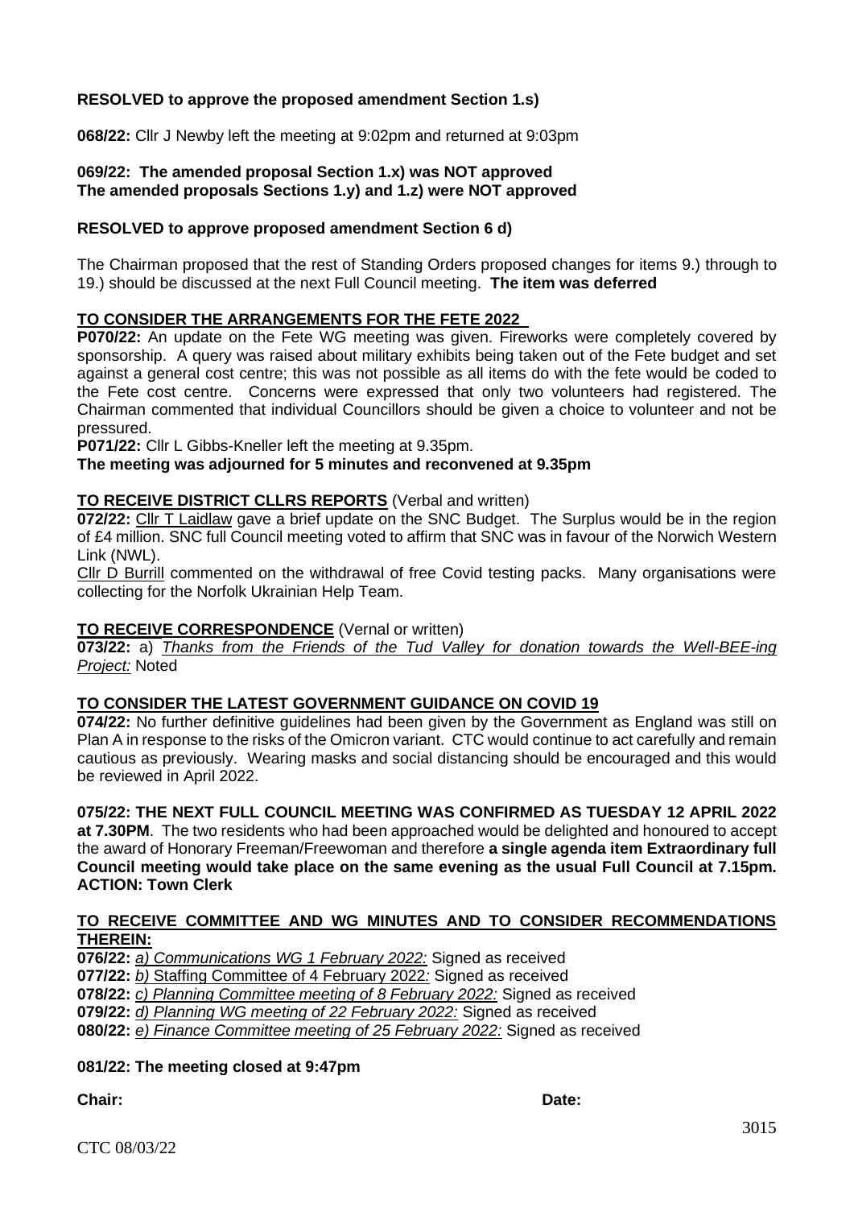**RESOLVED to approve the proposed amendment Section 1.s)**

**068/22:** Cllr J Newby left the meeting at 9:02pm and returned at 9:03pm

**069/22: The amended proposal Section 1.x) was NOT approved**
**The amended proposals Sections 1.y) and 1.z) were NOT approved**

**RESOLVED to approve proposed amendment Section 6 d)**

The Chairman proposed that the rest of Standing Orders proposed changes for items 9.) through to 19.) should be discussed at the next Full Council meeting. **The item was deferred**

**TO CONSIDER THE ARRANGEMENTS FOR THE FETE 2022**

**P070/22:** An update on the Fete WG meeting was given. Fireworks were completely covered by sponsorship. A query was raised about military exhibits being taken out of the Fete budget and set against a general cost centre; this was not possible as all items do with the fete would be coded to the Fete cost centre. Concerns were expressed that only two volunteers had registered. The Chairman commented that individual Councillors should be given a choice to volunteer and not be pressured.

**P071/22:** Cllr L Gibbs-Kneller left the meeting at 9.35pm.

**The meeting was adjourned for 5 minutes and reconvened at 9.35pm**

**TO RECEIVE DISTRICT CLLRS REPORTS** (Verbal and written)

**072/22:** Cllr T Laidlaw gave a brief update on the SNC Budget. The Surplus would be in the region of £4 million. SNC full Council meeting voted to affirm that SNC was in favour of the Norwich Western Link (NWL).

Cllr D Burrill commented on the withdrawal of free Covid testing packs. Many organisations were collecting for the Norfolk Ukrainian Help Team.

**TO RECEIVE CORRESPONDENCE** (Vernal or written)

**073/22:** a) *Thanks from the Friends of the Tud Valley for donation towards the Well-BEE-ing Project:* Noted

**TO CONSIDER THE LATEST GOVERNMENT GUIDANCE ON COVID 19**

**074/22:** No further definitive guidelines had been given by the Government as England was still on Plan A in response to the risks of the Omicron variant. CTC would continue to act carefully and remain cautious as previously. Wearing masks and social distancing should be encouraged and this would be reviewed in April 2022.

**075/22: THE NEXT FULL COUNCIL MEETING WAS CONFIRMED AS TUESDAY 12 APRIL 2022 at 7.30PM**. The two residents who had been approached would be delighted and honoured to accept the award of Honorary Freeman/Freewoman and therefore **a single agenda item Extraordinary full Council meeting would take place on the same evening as the usual Full Council at 7.15pm. ACTION: Town Clerk**

**TO RECEIVE COMMITTEE AND WG MINUTES AND TO CONSIDER RECOMMENDATIONS THEREIN:**

**076/22:** *a) Communications WG 1 February 2022:* Signed as received
**077/22:** *b)* Staffing Committee of 4 February 2022*:* Signed as received
**078/22:** *c) Planning Committee meeting of 8 February 2022:* Signed as received
**079/22:** *d) Planning WG meeting of 22 February 2022:* Signed as received
**080/22:** *e) Finance Committee meeting of 25 February 2022:* Signed as received

**081/22: The meeting closed at 9:47pm**

**Chair:** **Date:**

CTC 08/03/22